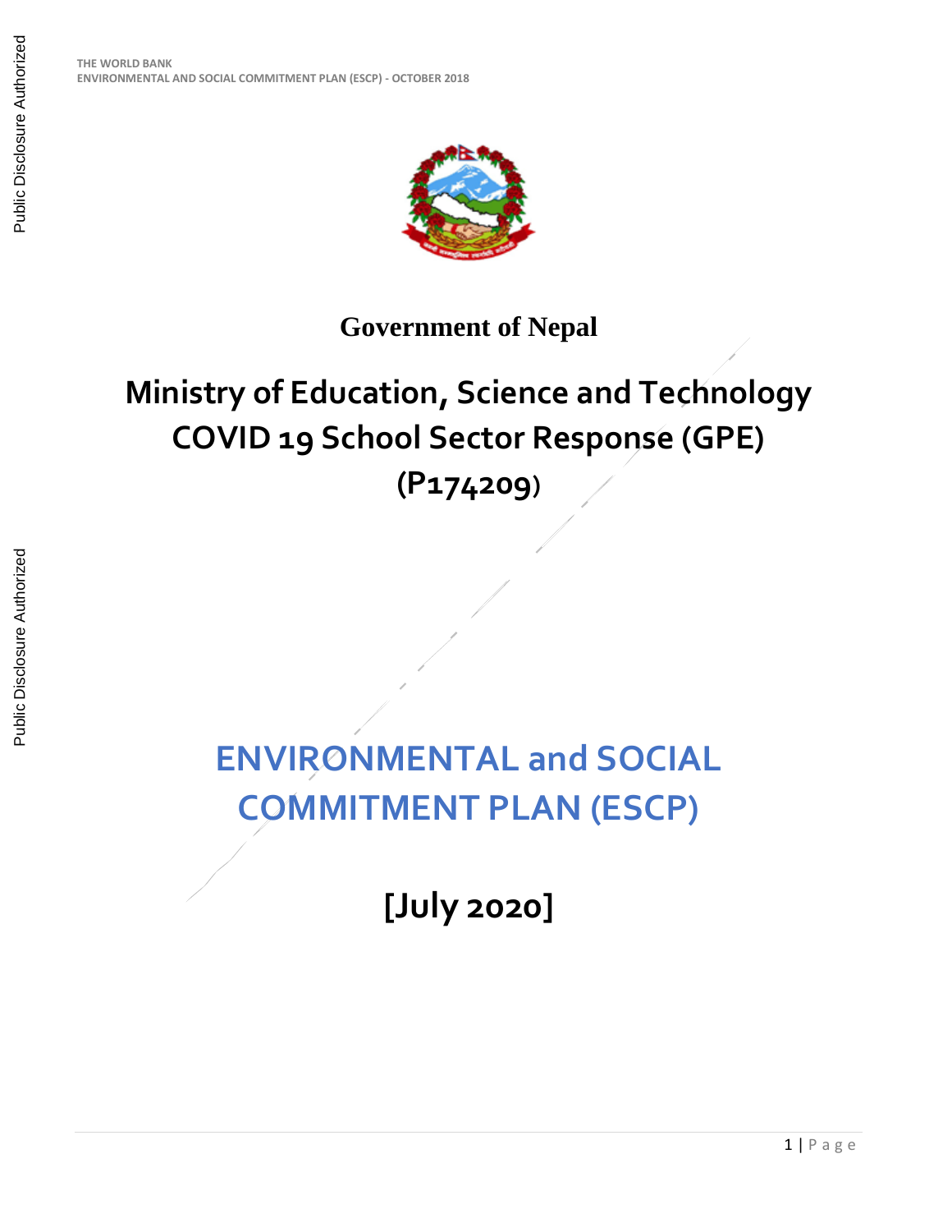# Government of Nepal

# Ministry of Education, Science and Technology
# COVID 19 School Sector Response (GPE)
# (P174209)

# ENVIRONMENTAL and SOCIAL COMMITMENT PLAN (ESCP)

## [July 2020]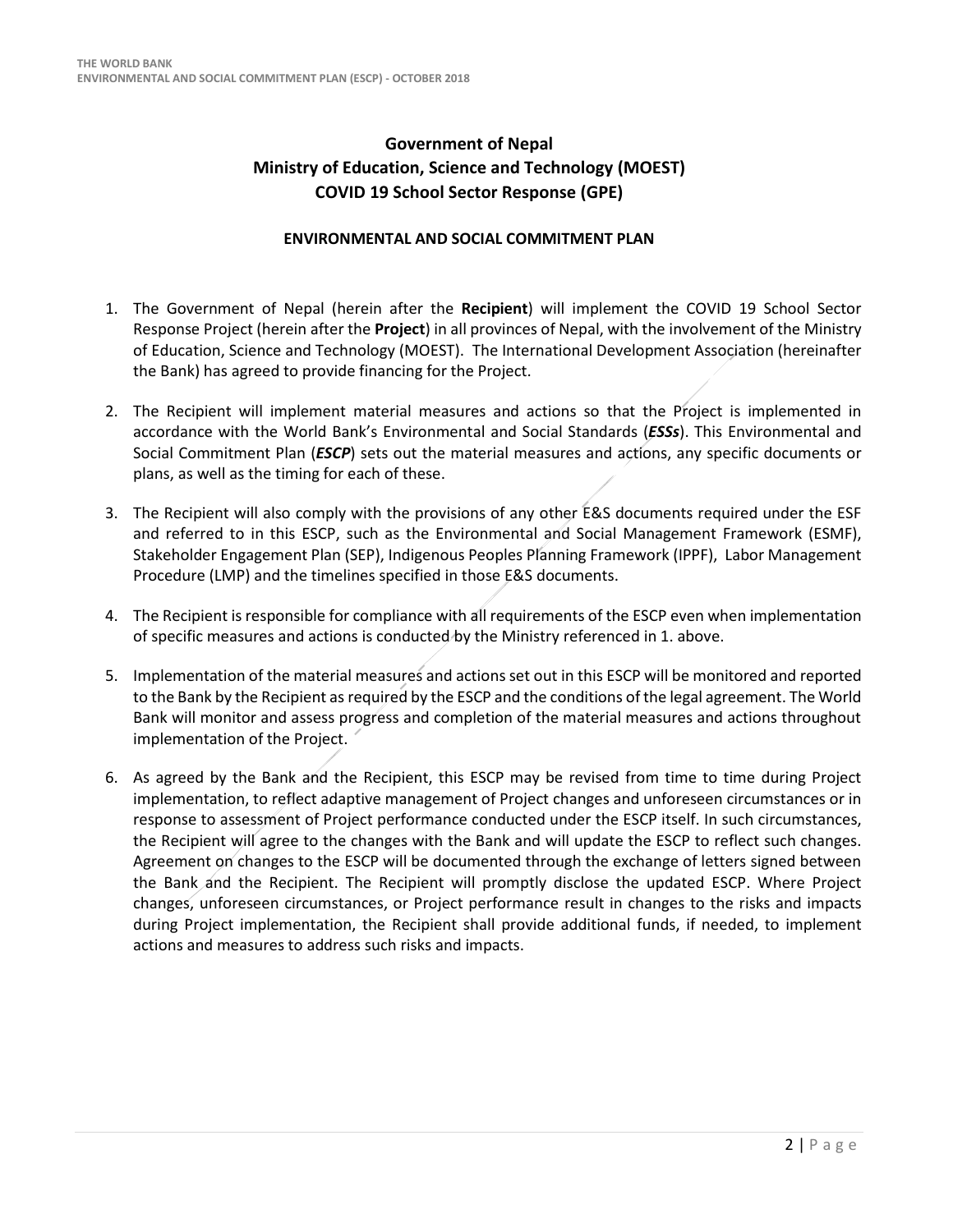# Government of Nepal
# Ministry of Education, Science and Technology (MOEST)
# COVID 19 School Sector Response (GPE)

## ENVIRONMENTAL AND SOCIAL COMMITMENT PLAN

1. The Government of Nepal (herein after the **Recipient**) will implement the COVID 19 School Sector Response Project (herein after the **Project**) in all provinces of Nepal, with the involvement of the Ministry of Education, Science and Technology (MOEST). The International Development Association (hereinafter the Bank) has agreed to provide financing for the Project.

2. The Recipient will implement material measures and actions so that the Project is implemented in accordance with the World Bank's Environmental and Social Standards (***ESSs***). This Environmental and Social Commitment Plan (***ESCP***) sets out the material measures and actions, any specific documents or plans, as well as the timing for each of these.

3. The Recipient will also comply with the provisions of any other E&S documents required under the ESF and referred to in this ESCP, such as the Environmental and Social Management Framework (ESMF), Stakeholder Engagement Plan (SEP), Indigenous Peoples Planning Framework (IPPF), Labor Management Procedure (LMP) and the timelines specified in those E&S documents.

4. The Recipient is responsible for compliance with all requirements of the ESCP even when implementation of specific measures and actions is conducted by the Ministry referenced in 1. above.

5. Implementation of the material measures and actions set out in this ESCP will be monitored and reported to the Bank by the Recipient as required by the ESCP and the conditions of the legal agreement. The World Bank will monitor and assess progress and completion of the material measures and actions throughout implementation of the Project.

6. As agreed by the Bank and the Recipient, this ESCP may be revised from time to time during Project implementation, to reflect adaptive management of Project changes and unforeseen circumstances or in response to assessment of Project performance conducted under the ESCP itself. In such circumstances, the Recipient will agree to the changes with the Bank and will update the ESCP to reflect such changes. Agreement on changes to the ESCP will be documented through the exchange of letters signed between the Bank and the Recipient. The Recipient will promptly disclose the updated ESCP. Where Project changes, unforeseen circumstances, or Project performance result in changes to the risks and impacts during Project implementation, the Recipient shall provide additional funds, if needed, to implement actions and measures to address such risks and impacts.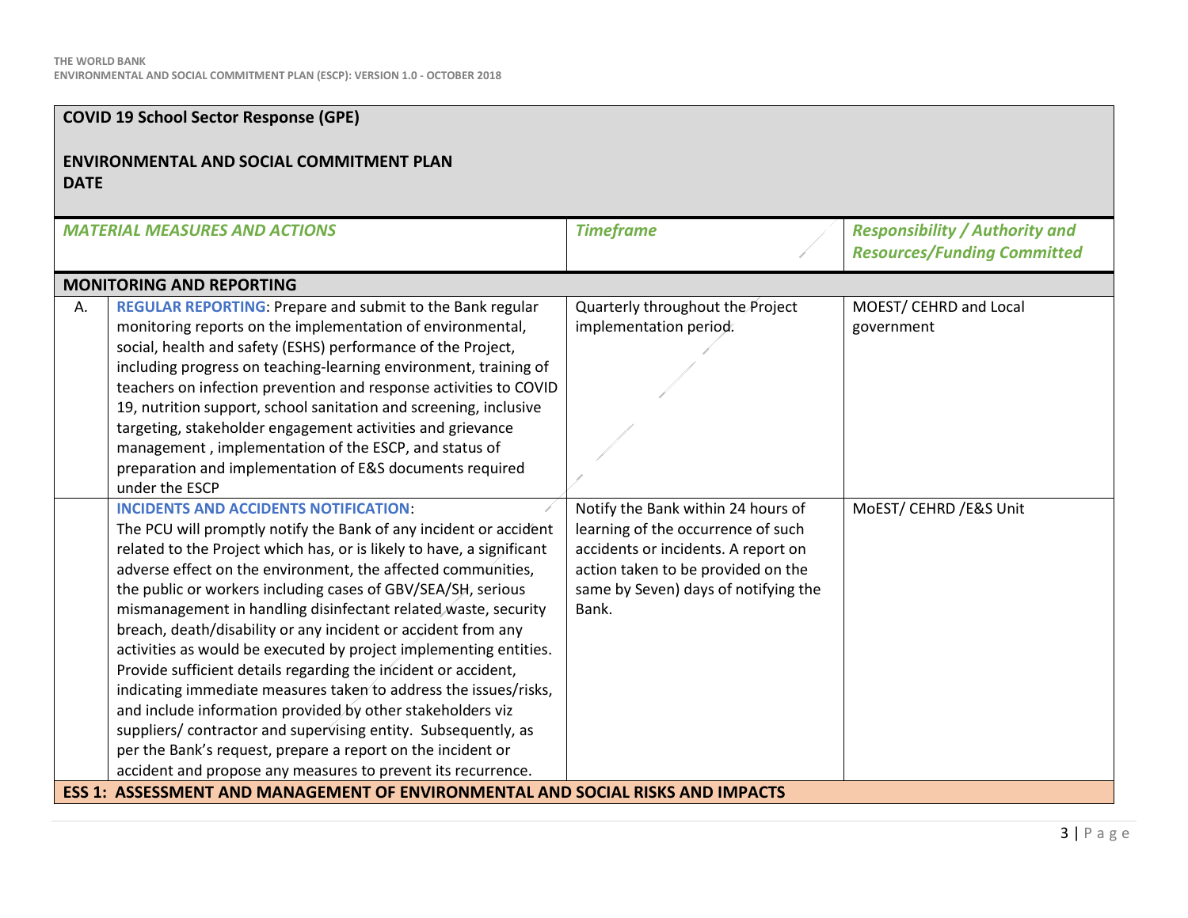| **COVID 19 School Sector Response (GPE)**<br><br>**ENVIRONMENTAL AND SOCIAL COMMITMENT PLAN**<br>**DATE** | | | |
|---|---|---|---|
| | ***MATERIAL MEASURES AND ACTIONS*** | ***Timeframe*** | ***Responsibility / Authority and Resources/Funding Committed*** |
| **MONITORING AND REPORTING** | | | |
| A. | **REGULAR REPORTING**: Prepare and submit to the Bank regular monitoring reports on the implementation of environmental, social, health and safety (ESHS) performance of the Project, including progress on teaching-learning environment, training of teachers on infection prevention and response activities to COVID 19, nutrition support, school sanitation and screening, inclusive targeting, stakeholder engagement activities and grievance management , implementation of the ESCP, and status of preparation and implementation of E&S documents required under the ESCP | Quarterly throughout the Project implementation period. | MOEST/ CEHRD and Local government |
| | **INCIDENTS AND ACCIDENTS NOTIFICATION**:<br>The PCU will promptly notify the Bank of any incident or accident related to the Project which has, or is likely to have, a significant adverse effect on the environment, the affected communities, the public or workers including cases of GBV/SEA/SH, serious mismanagement in handling disinfectant related waste, security breach, death/disability or any incident or accident from any activities as would be executed by project implementing entities. Provide sufficient details regarding the incident or accident, indicating immediate measures taken to address the issues/risks, and include information provided by other stakeholders viz suppliers/ contractor and supervising entity. Subsequently, as per the Bank's request, prepare a report on the incident or accident and propose any measures to prevent its recurrence. | Notify the Bank within 24 hours of learning of the occurrence of such accidents or incidents. A report on action taken to be provided on the same by Seven) days of notifying the Bank. | MoEST/ CEHRD /E&S Unit |
| **ESS 1: ASSESSMENT AND MANAGEMENT OF ENVIRONMENTAL AND SOCIAL RISKS AND IMPACTS** | | | |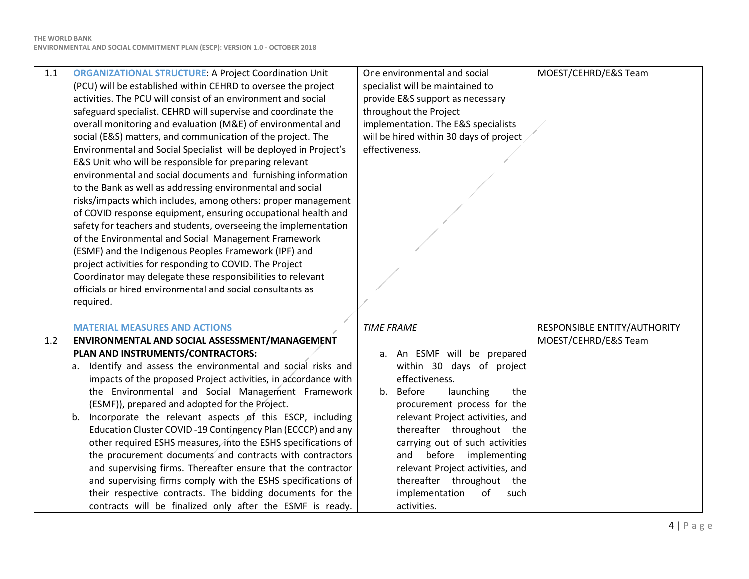| | | | |
|---|---|---|---|
| 1.1 | **ORGANIZATIONAL STRUCTURE**: A Project Coordination Unit (PCU) will be established within CEHRD to oversee the project activities. The PCU will consist of an environment and social safeguard specialist. CEHRD will supervise and coordinate the overall monitoring and evaluation (M&E) of environmental and social (E&S) matters, and communication of the project. The Environmental and Social Specialist will be deployed in Project's E&S Unit who will be responsible for preparing relevant environmental and social documents and furnishing information to the Bank as well as addressing environmental and social risks/impacts which includes, among others: proper management of COVID response equipment, ensuring occupational health and safety for teachers and students, overseeing the implementation of the Environmental and Social Management Framework (ESMF) and the Indigenous Peoples Framework (IPF) and project activities for responding to COVID. The Project Coordinator may delegate these responsibilities to relevant officials or hired environmental and social consultants as required. | One environmental and social specialist will be maintained to provide E&S support as necessary throughout the Project implementation. The E&S specialists will be hired within 30 days of project effectiveness. | MOEST/CEHRD/E&S Team |
| | **MATERIAL MEASURES AND ACTIONS** | *TIME FRAME* | RESPONSIBLE ENTITY/AUTHORITY |
| 1.2 | **ENVIRONMENTAL AND SOCIAL ASSESSMENT/MANAGEMENT PLAN AND INSTRUMENTS/CONTRACTORS:**<br>a. Identify and assess the environmental and social risks and impacts of the proposed Project activities, in accordance with the Environmental and Social Management Framework (ESMF)), prepared and adopted for the Project.<br>b. Incorporate the relevant aspects of this ESCP, including Education Cluster COVID -19 Contingency Plan (ECCCP) and any other required ESHS measures, into the ESHS specifications of the procurement documents and contracts with contractors and supervising firms. Thereafter ensure that the contractor and supervising firms comply with the ESHS specifications of their respective contracts. The bidding documents for the contracts will be finalized only after the ESMF is ready. | a. An ESMF will be prepared within 30 days of project effectiveness.<br>b. Before launching the procurement process for the relevant Project activities, and thereafter throughout the carrying out of such activities and before implementing relevant Project activities, and thereafter throughout the implementation of such activities. | MOEST/CEHRD/E&S Team |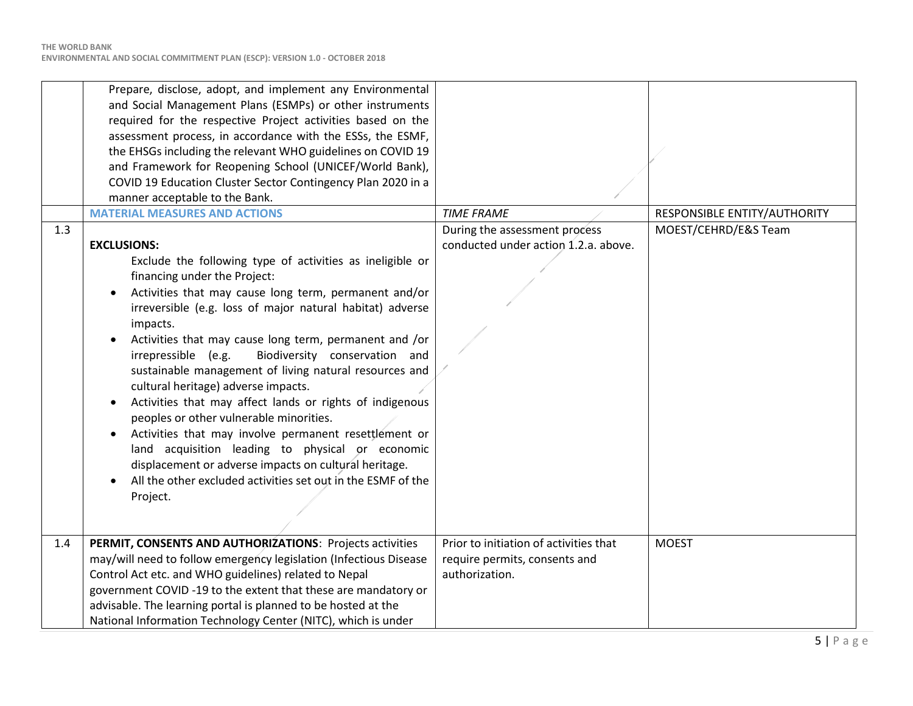| | | | |
|---|---|---|---|
| | Prepare, disclose, adopt, and implement any Environmental and Social Management Plans (ESMPs) or other instruments required for the respective Project activities based on the assessment process, in accordance with the ESSs, the ESMF, the EHSGs including the relevant WHO guidelines on COVID 19 and Framework for Reopening School (UNICEF/World Bank), COVID 19 Education Cluster Sector Contingency Plan 2020 in a manner acceptable to the Bank. | | |
| | **MATERIAL MEASURES AND ACTIONS** | *TIME FRAME* | RESPONSIBLE ENTITY/AUTHORITY |
| 1.3 | **EXCLUSIONS:**<br>Exclude the following type of activities as ineligible or financing under the Project:<br>• Activities that may cause long term, permanent and/or irreversible (e.g. loss of major natural habitat) adverse impacts.<br>• Activities that may cause long term, permanent and /or irrepressible (e.g. Biodiversity conservation and sustainable management of living natural resources and cultural heritage) adverse impacts.<br>• Activities that may affect lands or rights of indigenous peoples or other vulnerable minorities.<br>• Activities that may involve permanent resettlement or land acquisition leading to physical or economic displacement or adverse impacts on cultural heritage.<br>• All the other excluded activities set out in the ESMF of the Project. | During the assessment process conducted under action 1.2.a. above. | MOEST/CEHRD/E&S Team |
| 1.4 | **PERMIT, CONSENTS AND AUTHORIZATIONS**: Projects activities may/will need to follow emergency legislation (Infectious Disease Control Act etc. and WHO guidelines) related to Nepal government COVID -19 to the extent that these are mandatory or advisable. The learning portal is planned to be hosted at the National Information Technology Center (NITC), which is under | Prior to initiation of activities that require permits, consents and authorization. | MOEST |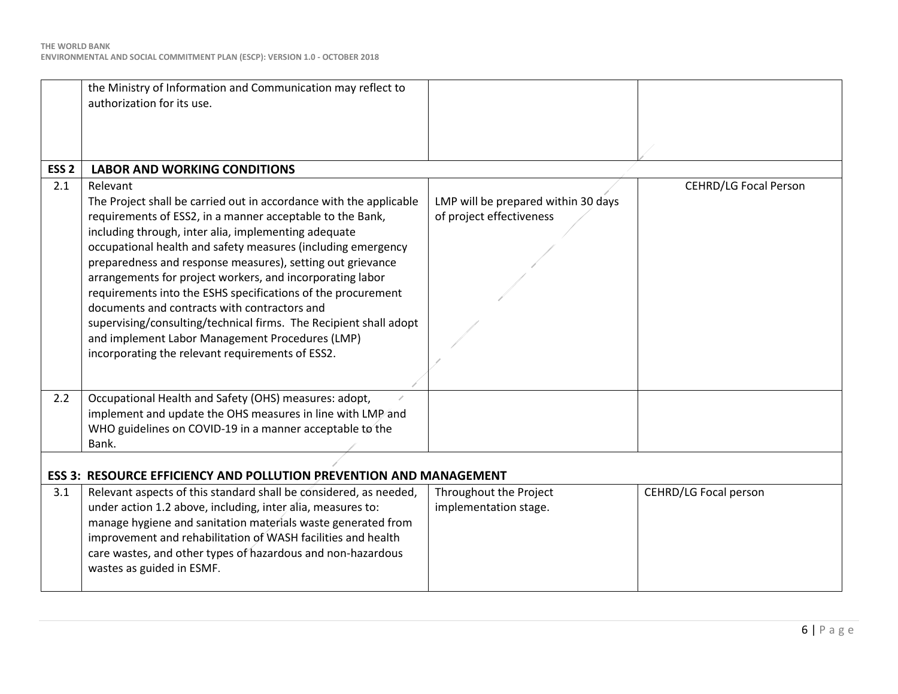|  |  |  |  |
|---|---|---|---|
|  | the Ministry of Information and Communication may reflect to authorization for its use. |  |  |
| **ESS 2** | **LABOR AND WORKING CONDITIONS** |  |  |
| 2.1 | Relevant<br>The Project shall be carried out in accordance with the applicable requirements of ESS2, in a manner acceptable to the Bank, including through, inter alia, implementing adequate occupational health and safety measures (including emergency preparedness and response measures), setting out grievance arrangements for project workers, and incorporating labor requirements into the ESHS specifications of the procurement documents and contracts with contractors and supervising/consulting/technical firms. The Recipient shall adopt and implement Labor Management Procedures (LMP) incorporating the relevant requirements of ESS2. | LMP will be prepared within 30 days of project effectiveness | CEHRD/LG Focal Person |
| 2.2 | Occupational Health and Safety (OHS) measures: adopt, implement and update the OHS measures in line with LMP and WHO guidelines on COVID-19 in a manner acceptable to the Bank. |  |  |
| **ESS 3: RESOURCE EFFICIENCY AND POLLUTION PREVENTION AND MANAGEMENT** |  |  |  |
| 3.1 | Relevant aspects of this standard shall be considered, as needed, under action 1.2 above, including, inter alia, measures to: manage hygiene and sanitation materials waste generated from improvement and rehabilitation of WASH facilities and health care wastes, and other types of hazardous and non-hazardous wastes as guided in ESMF. | Throughout the Project implementation stage. | CEHRD/LG Focal person |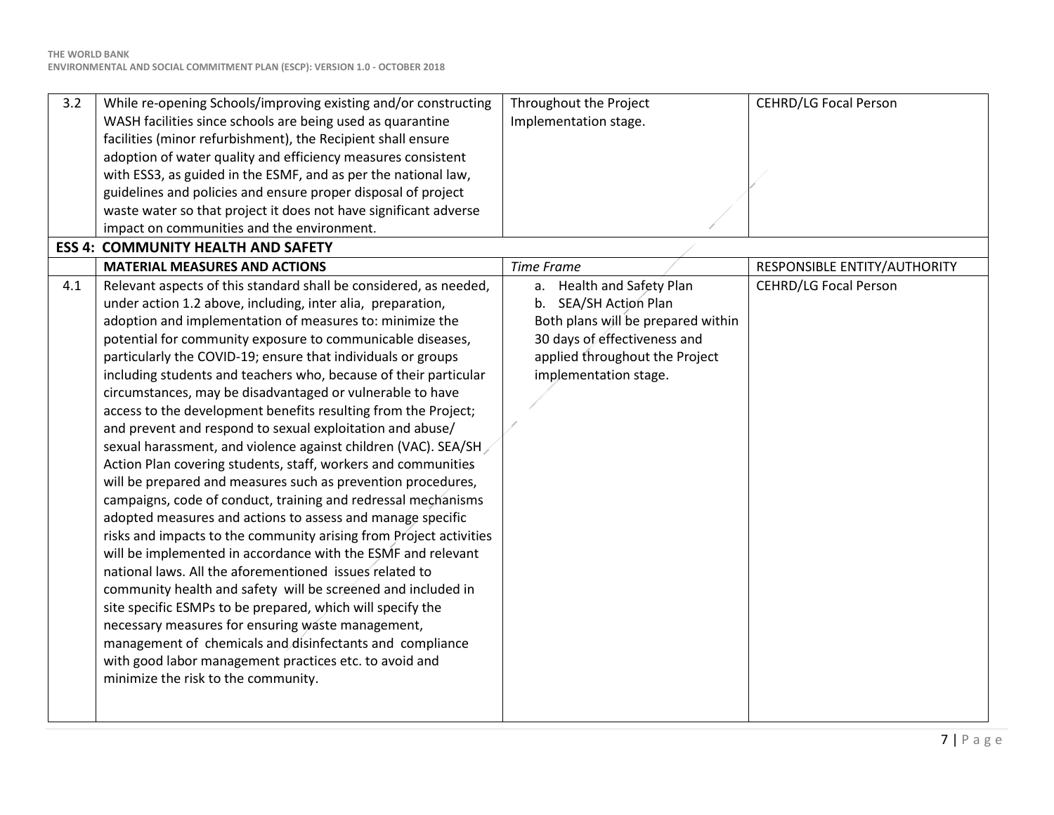| | | | |
|---|---|---|---|
| 3.2 | While re-opening Schools/improving existing and/or constructing WASH facilities since schools are being used as quarantine facilities (minor refurbishment), the Recipient shall ensure adoption of water quality and efficiency measures consistent with ESS3, as guided in the ESMF, and as per the national law, guidelines and policies and ensure proper disposal of project waste water so that project it does not have significant adverse impact on communities and the environment. | Throughout the Project Implementation stage. | CEHRD/LG Focal Person |
| **ESS 4: COMMUNITY HEALTH AND SAFETY** | | | |
| | **MATERIAL MEASURES AND ACTIONS** | *Time Frame* | RESPONSIBLE ENTITY/AUTHORITY |
| 4.1 | Relevant aspects of this standard shall be considered, as needed, under action 1.2 above, including, inter alia, preparation, adoption and implementation of measures to: minimize the potential for community exposure to communicable diseases, particularly the COVID-19; ensure that individuals or groups including students and teachers who, because of their particular circumstances, may be disadvantaged or vulnerable to have access to the development benefits resulting from the Project; and prevent and respond to sexual exploitation and abuse/ sexual harassment, and violence against children (VAC). SEA/SH Action Plan covering students, staff, workers and communities will be prepared and measures such as prevention procedures, campaigns, code of conduct, training and redressal mechanisms adopted measures and actions to assess and manage specific risks and impacts to the community arising from Project activities will be implemented in accordance with the ESMF and relevant national laws. All the aforementioned issues related to community health and safety will be screened and included in site specific ESMPs to be prepared, which will specify the necessary measures for ensuring waste management, management of chemicals and disinfectants and compliance with good labor management practices etc. to avoid and minimize the risk to the community. | a. Health and Safety Plan<br>b. SEA/SH Action Plan<br>Both plans will be prepared within 30 days of effectiveness and applied throughout the Project implementation stage. | CEHRD/LG Focal Person |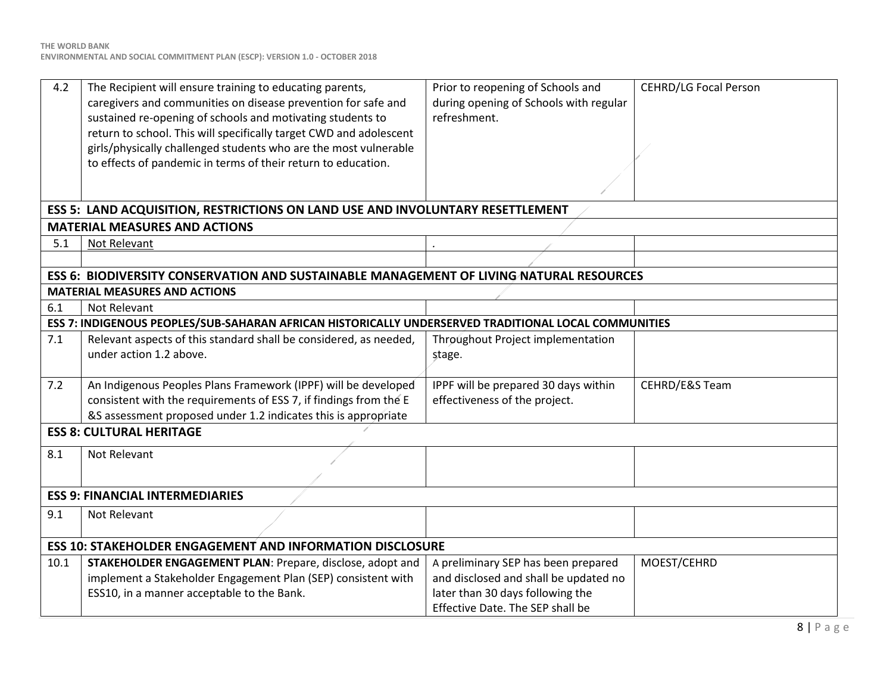| | | | |
|---|---|---|---|
| 4.2 | The Recipient will ensure training to educating parents, caregivers and communities on disease prevention for safe and sustained re-opening of schools and motivating students to return to school. This will specifically target CWD and adolescent girls/physically challenged students who are the most vulnerable to effects of pandemic in terms of their return to education. | Prior to reopening of Schools and during opening of Schools with regular refreshment. | CEHRD/LG Focal Person |
| **ESS 5: LAND ACQUISITION, RESTRICTIONS ON LAND USE AND INVOLUNTARY RESETTLEMENT** | | | |
| **MATERIAL MEASURES AND ACTIONS** | | | |
| 5.1 | Not Relevant | . | |
| | | | |
| **ESS 6: BIODIVERSITY CONSERVATION AND SUSTAINABLE MANAGEMENT OF LIVING NATURAL RESOURCES** | | | |
| **MATERIAL MEASURES AND ACTIONS** | | | |
| 6.1 | Not Relevant | | |
| **ESS 7: INDIGENOUS PEOPLES/SUB-SAHARAN AFRICAN HISTORICALLY UNDERSERVED TRADITIONAL LOCAL COMMUNITIES** | | | |
| 7.1 | Relevant aspects of this standard shall be considered, as needed, under action 1.2 above. | Throughout Project implementation stage. | |
| 7.2 | An Indigenous Peoples Plans Framework (IPPF) will be developed consistent with the requirements of ESS 7, if findings from the E &S assessment proposed under 1.2 indicates this is appropriate | IPPF will be prepared 30 days within effectiveness of the project. | CEHRD/E&S Team |
| **ESS 8: CULTURAL HERITAGE** | | | |
| 8.1 | Not Relevant | | |
| **ESS 9: FINANCIAL INTERMEDIARIES** | | | |
| 9.1 | Not Relevant | | |
| **ESS 10: STAKEHOLDER ENGAGEMENT AND INFORMATION DISCLOSURE** | | | |
| 10.1 | **STAKEHOLDER ENGAGEMENT PLAN**: Prepare, disclose, adopt and implement a Stakeholder Engagement Plan (SEP) consistent with ESS10, in a manner acceptable to the Bank. | A preliminary SEP has been prepared and disclosed and shall be updated no later than 30 days following the Effective Date. The SEP shall be | MOEST/CEHRD |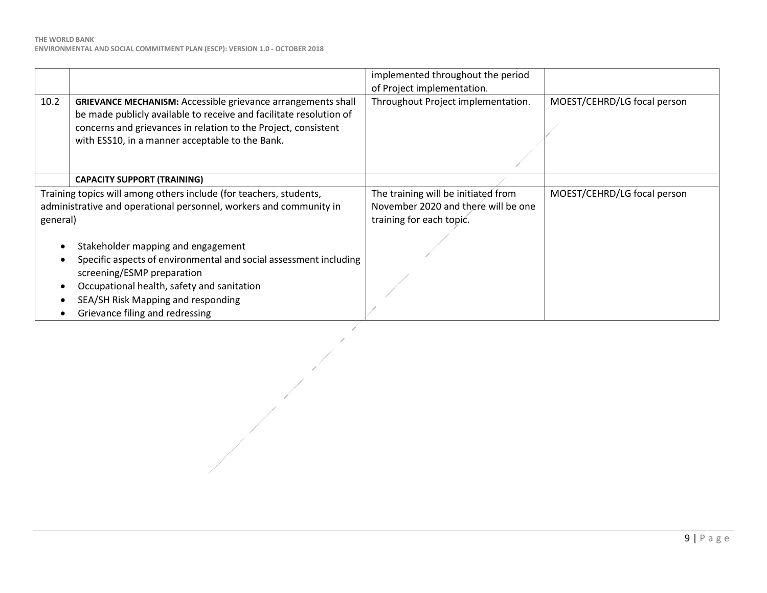| | | | |
|---|---|---|---|
| | | implemented throughout the period of Project implementation. | |
| 10.2 | **GRIEVANCE MECHANISM:** Accessible grievance arrangements shall be made publicly available to receive and facilitate resolution of concerns and grievances in relation to the Project, consistent with ESS10, in a manner acceptable to the Bank. | Throughout Project implementation. | MOEST/CEHRD/LG focal person |
| | **CAPACITY SUPPORT (TRAINING)** | | |
| Training topics will among others include (for teachers, students, administrative and operational personnel, workers and community in general)<br><br>• Stakeholder mapping and engagement<br>• Specific aspects of environmental and social assessment including screening/ESMP preparation<br>• Occupational health, safety and sanitation<br>• SEA/SH Risk Mapping and responding<br>• Grievance filing and redressing | | The training will be initiated from November 2020 and there will be one training for each topic. | MOEST/CEHRD/LG focal person |